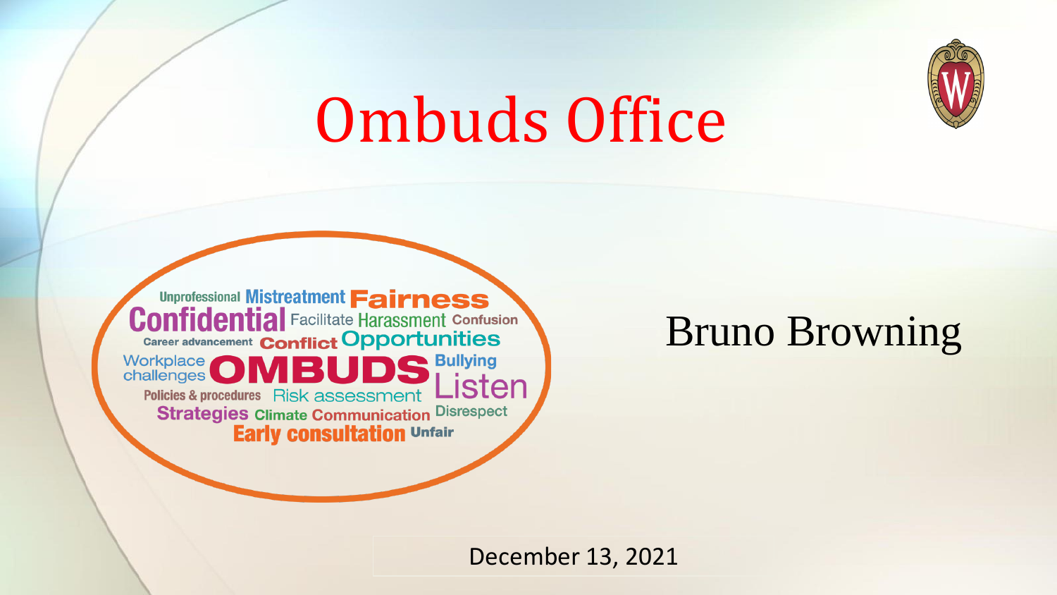# Ombuds Office

Unprofessional Mistreatment Fairness Confidential Facilitate Harassment Confusion Career advancement Conflict Opportunities Workplace challenges OMBUDS Bullying Policies & procedures Risk assessment Listen Strategies Climate Communication Disrespect Early consultation Unfair

Bruno Browning

December 13, 2021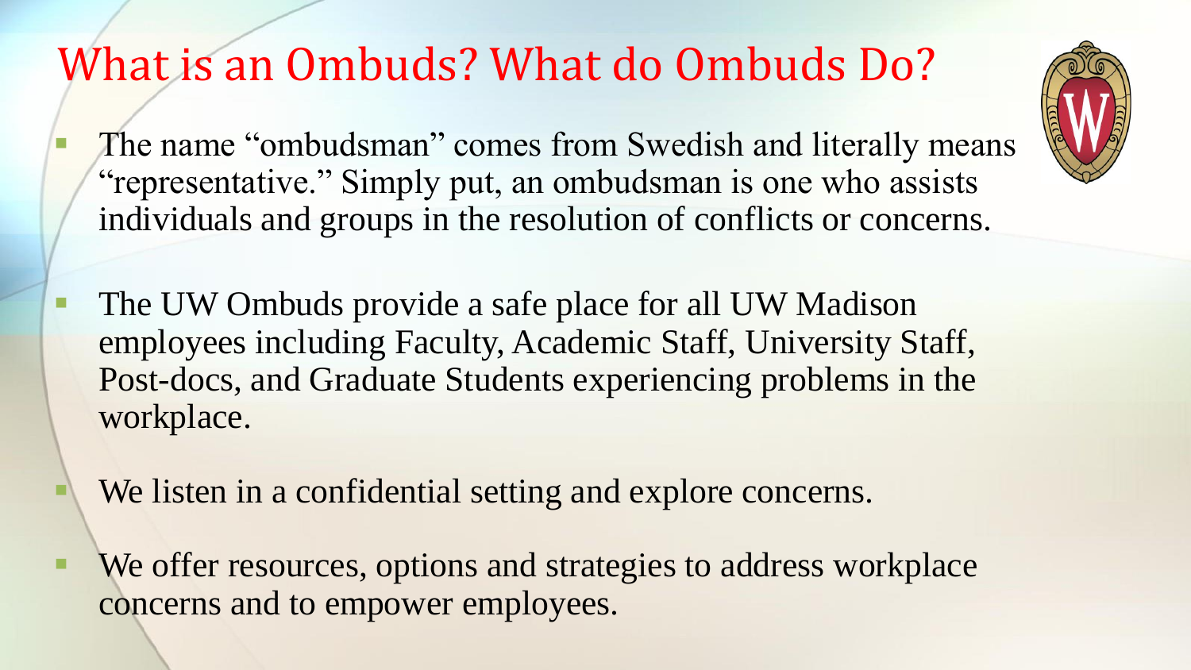# What is an Ombuds? What do Ombuds Do?

- The name "ombudsman" comes from Swedish and literally means "representative." Simply put, an ombudsman is one who assists individuals and groups in the resolution of conflicts or concerns.
- The UW Ombuds provide a safe place for all UW Madison employees including Faculty, Academic Staff, University Staff, Post-docs, and Graduate Students experiencing problems in the workplace.
- We listen in a confidential setting and explore concerns.
- We offer resources, options and strategies to address workplace concerns and to empower employees.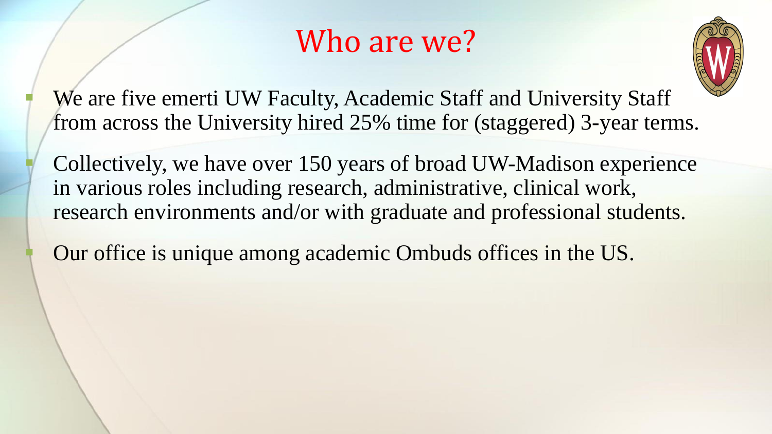# Who are we?

- We are five emerti UW Faculty, Academic Staff and University Staff from across the University hired 25% time for (staggered) 3-year terms.
- Collectively, we have over 150 years of broad UW-Madison experience in various roles including research, administrative, clinical work, research environments and/or with graduate and professional students.
- Our office is unique among academic Ombuds offices in the US.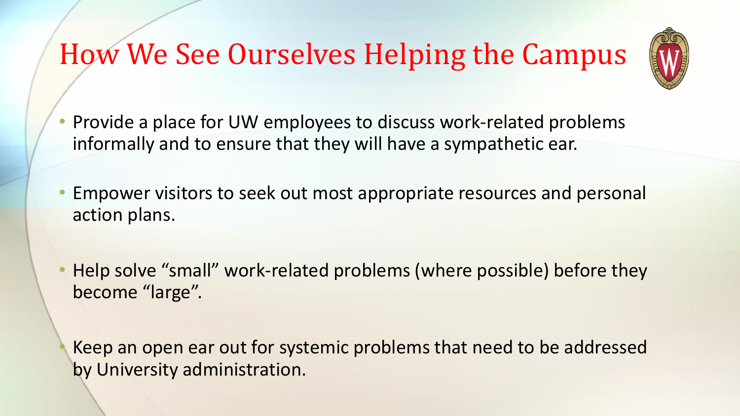# How We See Ourselves Helping the Campus

- Provide a place for UW employees to discuss work-related problems informally and to ensure that they will have a sympathetic ear.

- Empower visitors to seek out most appropriate resources and personal action plans.

- Help solve “small” work-related problems (where possible) before they become “large”.

- Keep an open ear out for systemic problems that need to be addressed by University administration.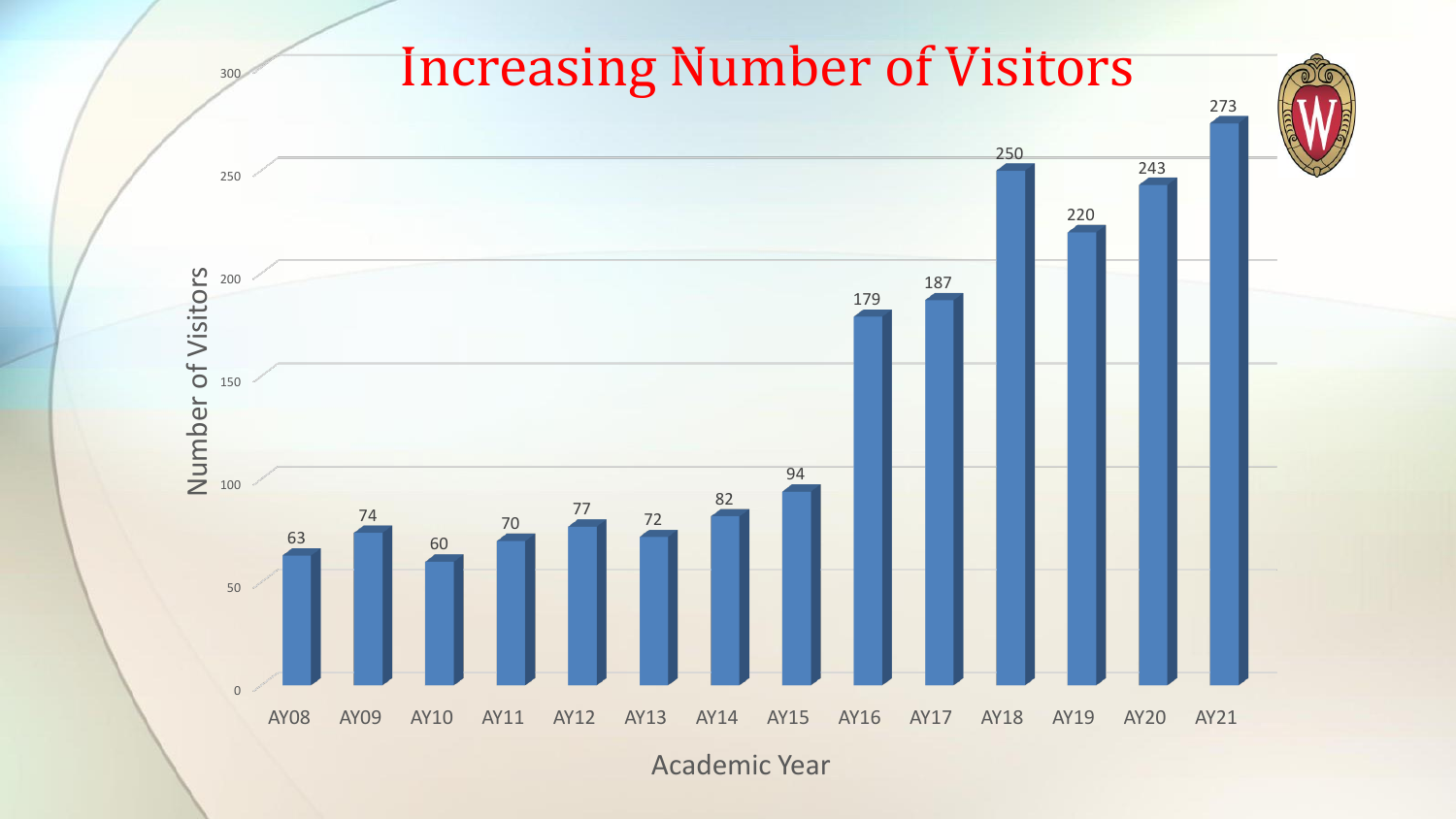# Increasing Number of Visitors

| Academic Year | Number of Visitors |
|---|---|
| AY08 | 63 |
| AY09 | 74 |
| AY10 | 60 |
| AY11 | 70 |
| AY12 | 77 |
| AY13 | 72 |
| AY14 | 82 |
| AY15 | 94 |
| AY16 | 179 |
| AY17 | 187 |
| AY18 | 250 |
| AY19 | 220 |
| AY20 | 243 |
| AY21 | 273 |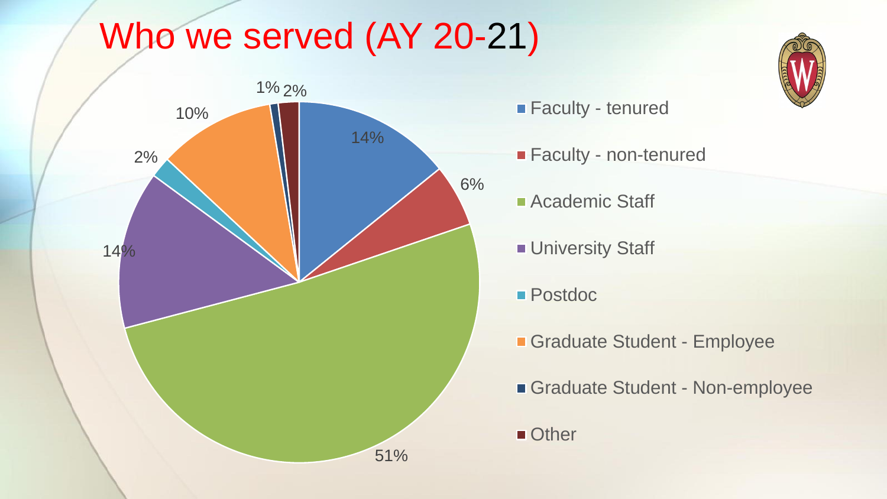# Who we served (AY 20-21)

| Category | Percentage |
| --- | --- |
| Faculty - tenured | 14% |
| Faculty - non-tenured | 6% |
| Academic Staff | 51% |
| University Staff | 14% |
| Postdoc | 2% |
| Graduate Student - Employee | 10% |
| Graduate Student - Non-employee | 1% |
| Other | 2% |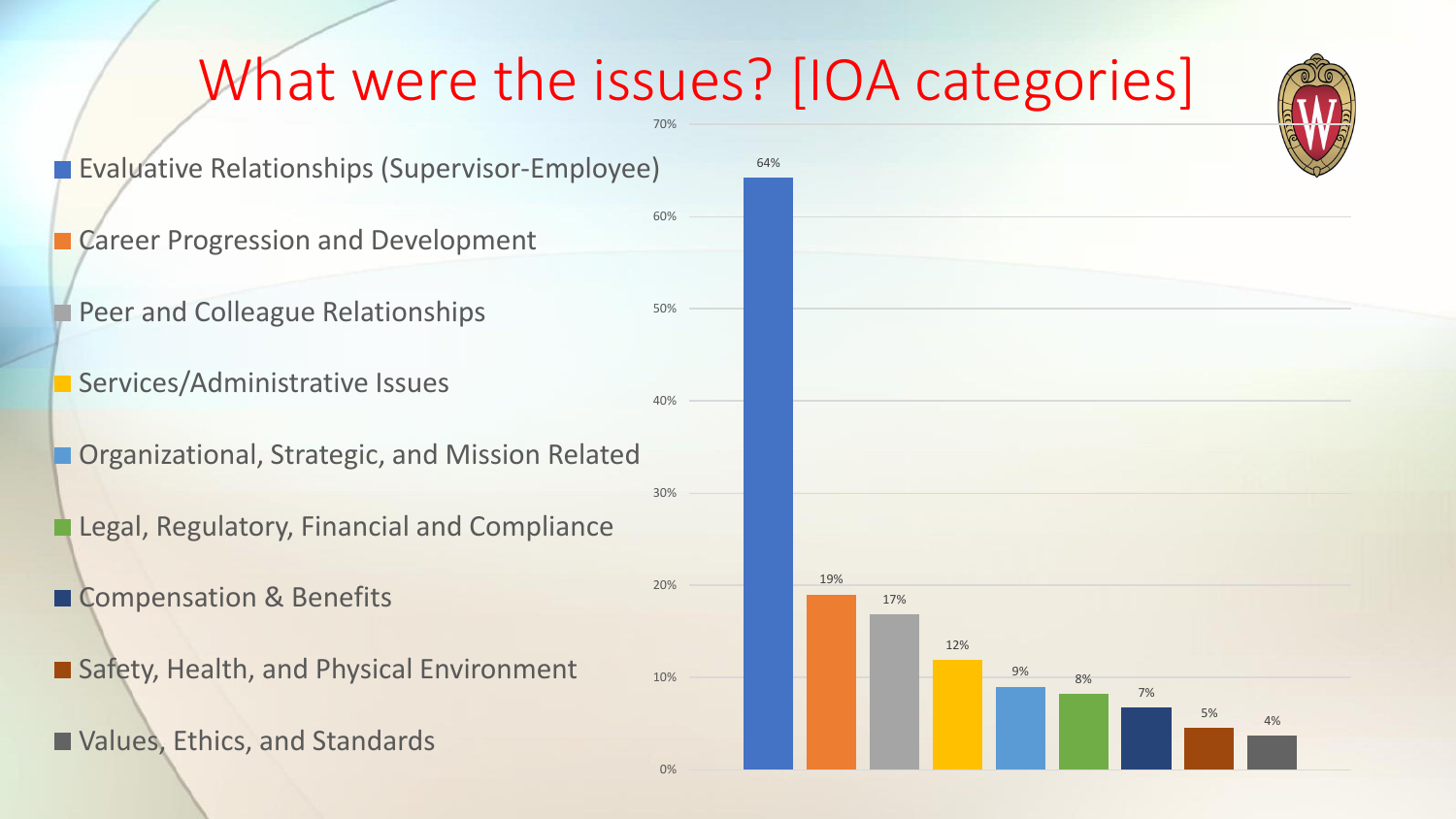# What were the issues? [IOA categories]

| Category | Percentage |
| --- | --- |
| Evaluative Relationships (Supervisor-Employee) | 64% |
| Career Progression and Development | 19% |
| Peer and Colleague Relationships | 17% |
| Services/Administrative Issues | 12% |
| Organizational, Strategic, and Mission Related | 9% |
| Legal, Regulatory, Financial and Compliance | 8% |
| Compensation & Benefits | 7% |
| Safety, Health, and Physical Environment | 5% |
| Values, Ethics, and Standards | 4% |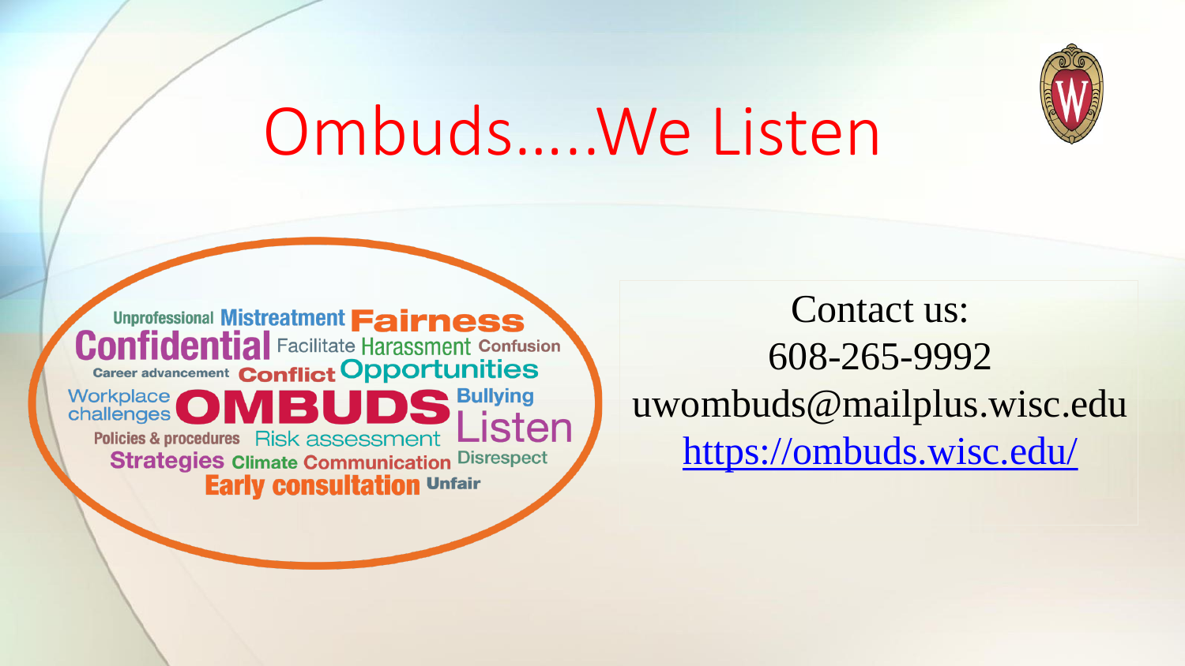# Ombuds.....We Listen

Unprofessional Mistreatment Fairness
Confidential Facilitate Harassment Confusion
Career advancement Conflict Opportunities
Workplace challenges OMBUDS Bullying
Listen
Policies & procedures Risk assessment
Strategies Climate Communication Disrespect
Early consultation Unfair

Contact us:
608-265-9992
uwombuds@mailplus.wisc.edu
https://ombuds.wisc.edu/